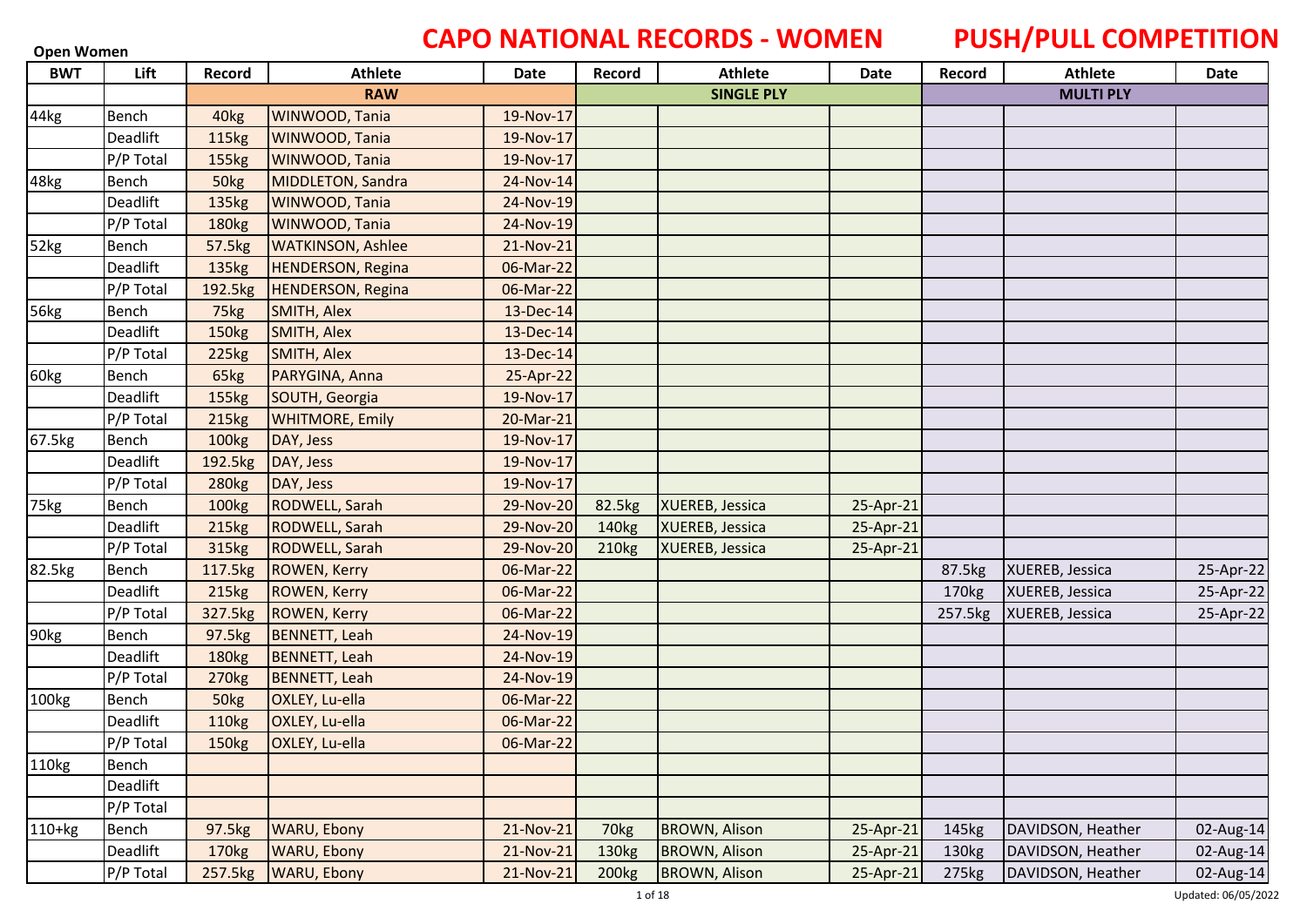# CAPO NATIONAL RECORDS - WOMEN PUSH/PULL COMPETITION

**Open Women**

| BWT | Lift | Record | Athlete | Date | Record | Athlete | Date | Record | Athlete | Date |
|---|---|---|---|---|---|---|---|---|---|---|
| | | **RAW** | | | **SINGLE PLY** | | | **MULTI PLY** | | |
| 44kg | Bench | 40kg | WINWOOD, Tania | 19-Nov-17 | | | | | | |
| | Deadlift | 115kg | WINWOOD, Tania | 19-Nov-17 | | | | | | |
| | P/P Total | 155kg | WINWOOD, Tania | 19-Nov-17 | | | | | | |
| 48kg | Bench | 50kg | MIDDLETON, Sandra | 24-Nov-14 | | | | | | |
| | Deadlift | 135kg | WINWOOD, Tania | 24-Nov-19 | | | | | | |
| | P/P Total | 180kg | WINWOOD, Tania | 24-Nov-19 | | | | | | |
| 52kg | Bench | 57.5kg | WATKINSON, Ashlee | 21-Nov-21 | | | | | | |
| | Deadlift | 135kg | HENDERSON, Regina | 06-Mar-22 | | | | | | |
| | P/P Total | 192.5kg | HENDERSON, Regina | 06-Mar-22 | | | | | | |
| 56kg | Bench | 75kg | SMITH, Alex | 13-Dec-14 | | | | | | |
| | Deadlift | 150kg | SMITH, Alex | 13-Dec-14 | | | | | | |
| | P/P Total | 225kg | SMITH, Alex | 13-Dec-14 | | | | | | |
| 60kg | Bench | 65kg | PARYGINA, Anna | 25-Apr-22 | | | | | | |
| | Deadlift | 155kg | SOUTH, Georgia | 19-Nov-17 | | | | | | |
| | P/P Total | 215kg | WHITMORE, Emily | 20-Mar-21 | | | | | | |
| 67.5kg | Bench | 100kg | DAY, Jess | 19-Nov-17 | | | | | | |
| | Deadlift | 192.5kg | DAY, Jess | 19-Nov-17 | | | | | | |
| | P/P Total | 280kg | DAY, Jess | 19-Nov-17 | | | | | | |
| 75kg | Bench | 100kg | RODWELL, Sarah | 29-Nov-20 | 82.5kg | XUEREB, Jessica | 25-Apr-21 | | | |
| | Deadlift | 215kg | RODWELL, Sarah | 29-Nov-20 | 140kg | XUEREB, Jessica | 25-Apr-21 | | | |
| | P/P Total | 315kg | RODWELL, Sarah | 29-Nov-20 | 210kg | XUEREB, Jessica | 25-Apr-21 | | | |
| 82.5kg | Bench | 117.5kg | ROWEN, Kerry | 06-Mar-22 | | | | 87.5kg | XUEREB, Jessica | 25-Apr-22 |
| | Deadlift | 215kg | ROWEN, Kerry | 06-Mar-22 | | | | 170kg | XUEREB, Jessica | 25-Apr-22 |
| | P/P Total | 327.5kg | ROWEN, Kerry | 06-Mar-22 | | | | 257.5kg | XUEREB, Jessica | 25-Apr-22 |
| 90kg | Bench | 97.5kg | BENNETT, Leah | 24-Nov-19 | | | | | | |
| | Deadlift | 180kg | BENNETT, Leah | 24-Nov-19 | | | | | | |
| | P/P Total | 270kg | BENNETT, Leah | 24-Nov-19 | | | | | | |
| 100kg | Bench | 50kg | OXLEY, Lu-ella | 06-Mar-22 | | | | | | |
| | Deadlift | 110kg | OXLEY, Lu-ella | 06-Mar-22 | | | | | | |
| | P/P Total | 150kg | OXLEY, Lu-ella | 06-Mar-22 | | | | | | |
| 110kg | Bench | | | | | | | | | |
| | Deadlift | | | | | | | | | |
| | P/P Total | | | | | | | | | |
| 110+kg | Bench | 97.5kg | WARU, Ebony | 21-Nov-21 | 70kg | BROWN, Alison | 25-Apr-21 | 145kg | DAVIDSON, Heather | 02-Aug-14 |
| | Deadlift | 170kg | WARU, Ebony | 21-Nov-21 | 130kg | BROWN, Alison | 25-Apr-21 | 130kg | DAVIDSON, Heather | 02-Aug-14 |
| | P/P Total | 257.5kg | WARU, Ebony | 21-Nov-21 | 200kg | BROWN, Alison | 25-Apr-21 | 275kg | DAVIDSON, Heather | 02-Aug-14 |

Updated: 06/05/2022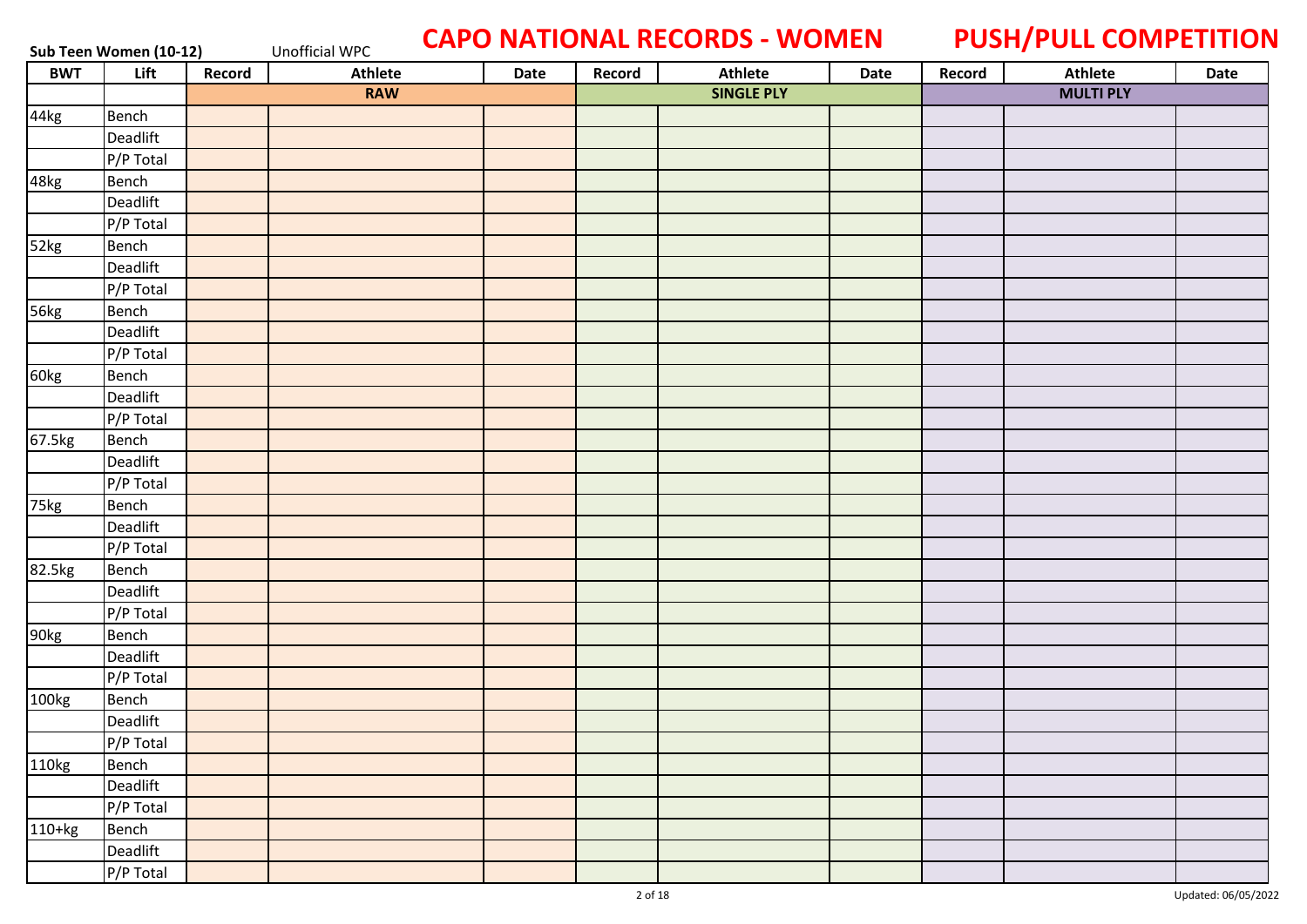# CAPO NATIONAL RECORDS - WOMEN

# PUSH/PULL COMPETITION

**Sub Teen Women (10-12)** Unofficial WPC

| BWT | Lift | Record | Athlete | Date | Record | Athlete | Date | Record | Athlete | Date |
|---|---|---|---|---|---|---|---|---|---|---|
| | | RAW | | | SINGLE PLY | | | MULTI PLY | | |
| 44kg | Bench | | | | | | | | | |
| | Deadlift | | | | | | | | | |
| | P/P Total | | | | | | | | | |
| 48kg | Bench | | | | | | | | | |
| | Deadlift | | | | | | | | | |
| | P/P Total | | | | | | | | | |
| 52kg | Bench | | | | | | | | | |
| | Deadlift | | | | | | | | | |
| | P/P Total | | | | | | | | | |
| 56kg | Bench | | | | | | | | | |
| | Deadlift | | | | | | | | | |
| | P/P Total | | | | | | | | | |
| 60kg | Bench | | | | | | | | | |
| | Deadlift | | | | | | | | | |
| | P/P Total | | | | | | | | | |
| 67.5kg | Bench | | | | | | | | | |
| | Deadlift | | | | | | | | | |
| | P/P Total | | | | | | | | | |
| 75kg | Bench | | | | | | | | | |
| | Deadlift | | | | | | | | | |
| | P/P Total | | | | | | | | | |
| 82.5kg | Bench | | | | | | | | | |
| | Deadlift | | | | | | | | | |
| | P/P Total | | | | | | | | | |
| 90kg | Bench | | | | | | | | | |
| | Deadlift | | | | | | | | | |
| | P/P Total | | | | | | | | | |
| 100kg | Bench | | | | | | | | | |
| | Deadlift | | | | | | | | | |
| | P/P Total | | | | | | | | | |
| 110kg | Bench | | | | | | | | | |
| | Deadlift | | | | | | | | | |
| | P/P Total | | | | | | | | | |
| 110+kg | Bench | | | | | | | | | |
| | Deadlift | | | | | | | | | |
| | P/P Total | | | | | | | | | |

Updated: 06/05/2022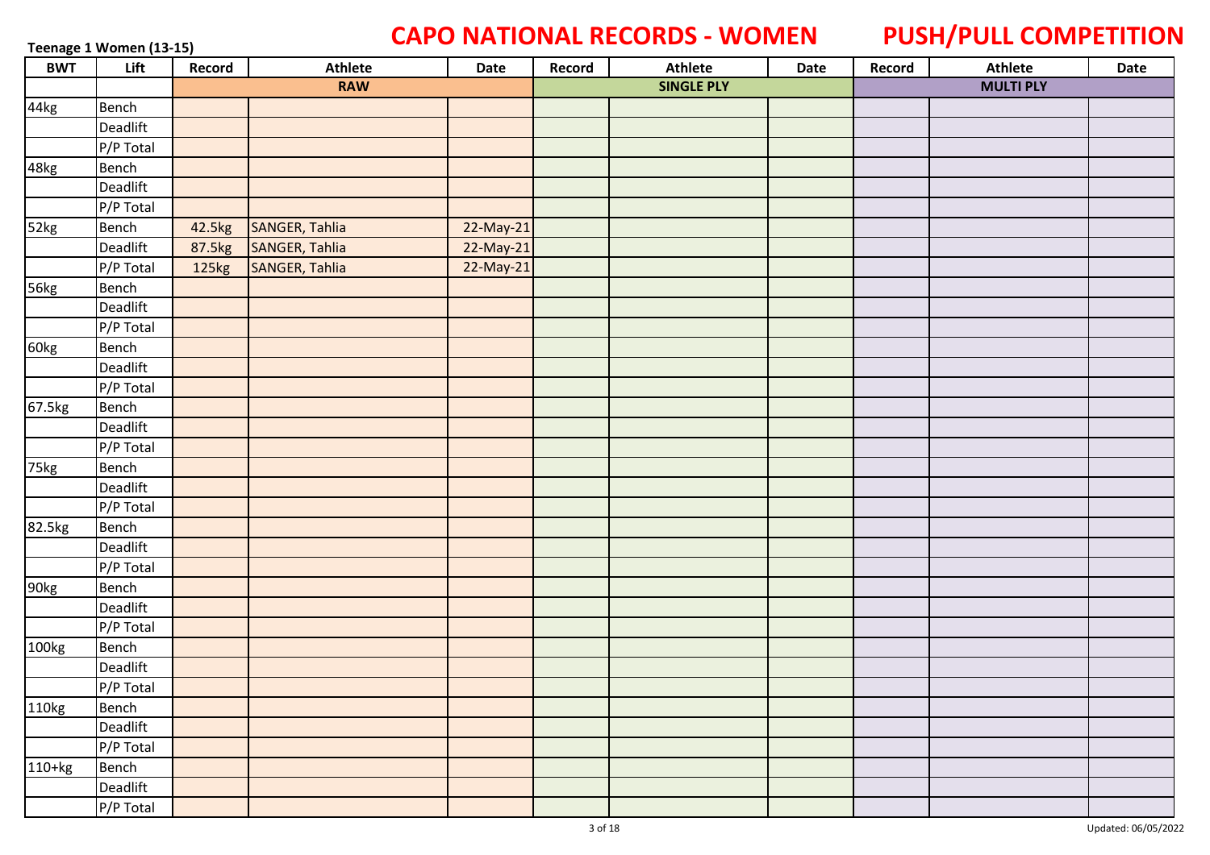# CAPO NATIONAL RECORDS - WOMEN PUSH/PULL COMPETITION

**Teenage 1 Women (13-15)**

| BWT | Lift | Record | Athlete | Date | Record | Athlete | Date | Record | Athlete | Date |
|---|---|---|---|---|---|---|---|---|---|---|
| | | RAW | | | SINGLE PLY | | | MULTI PLY | | |
| 44kg | Bench | | | | | | | | | |
| | Deadlift | | | | | | | | | |
| | P/P Total | | | | | | | | | |
| 48kg | Bench | | | | | | | | | |
| | Deadlift | | | | | | | | | |
| | P/P Total | | | | | | | | | |
| 52kg | Bench | 42.5kg | SANGER, Tahlia | 22-May-21 | | | | | | |
| | Deadlift | 87.5kg | SANGER, Tahlia | 22-May-21 | | | | | | |
| | P/P Total | 125kg | SANGER, Tahlia | 22-May-21 | | | | | | |
| 56kg | Bench | | | | | | | | | |
| | Deadlift | | | | | | | | | |
| | P/P Total | | | | | | | | | |
| 60kg | Bench | | | | | | | | | |
| | Deadlift | | | | | | | | | |
| | P/P Total | | | | | | | | | |
| 67.5kg | Bench | | | | | | | | | |
| | Deadlift | | | | | | | | | |
| | P/P Total | | | | | | | | | |
| 75kg | Bench | | | | | | | | | |
| | Deadlift | | | | | | | | | |
| | P/P Total | | | | | | | | | |
| 82.5kg | Bench | | | | | | | | | |
| | Deadlift | | | | | | | | | |
| | P/P Total | | | | | | | | | |
| 90kg | Bench | | | | | | | | | |
| | Deadlift | | | | | | | | | |
| | P/P Total | | | | | | | | | |
| 100kg | Bench | | | | | | | | | |
| | Deadlift | | | | | | | | | |
| | P/P Total | | | | | | | | | |
| 110kg | Bench | | | | | | | | | |
| | Deadlift | | | | | | | | | |
| | P/P Total | | | | | | | | | |
| 110+kg | Bench | | | | | | | | | |
| | Deadlift | | | | | | | | | |
| | P/P Total | | | | | | | | | |

Updated: 06/05/2022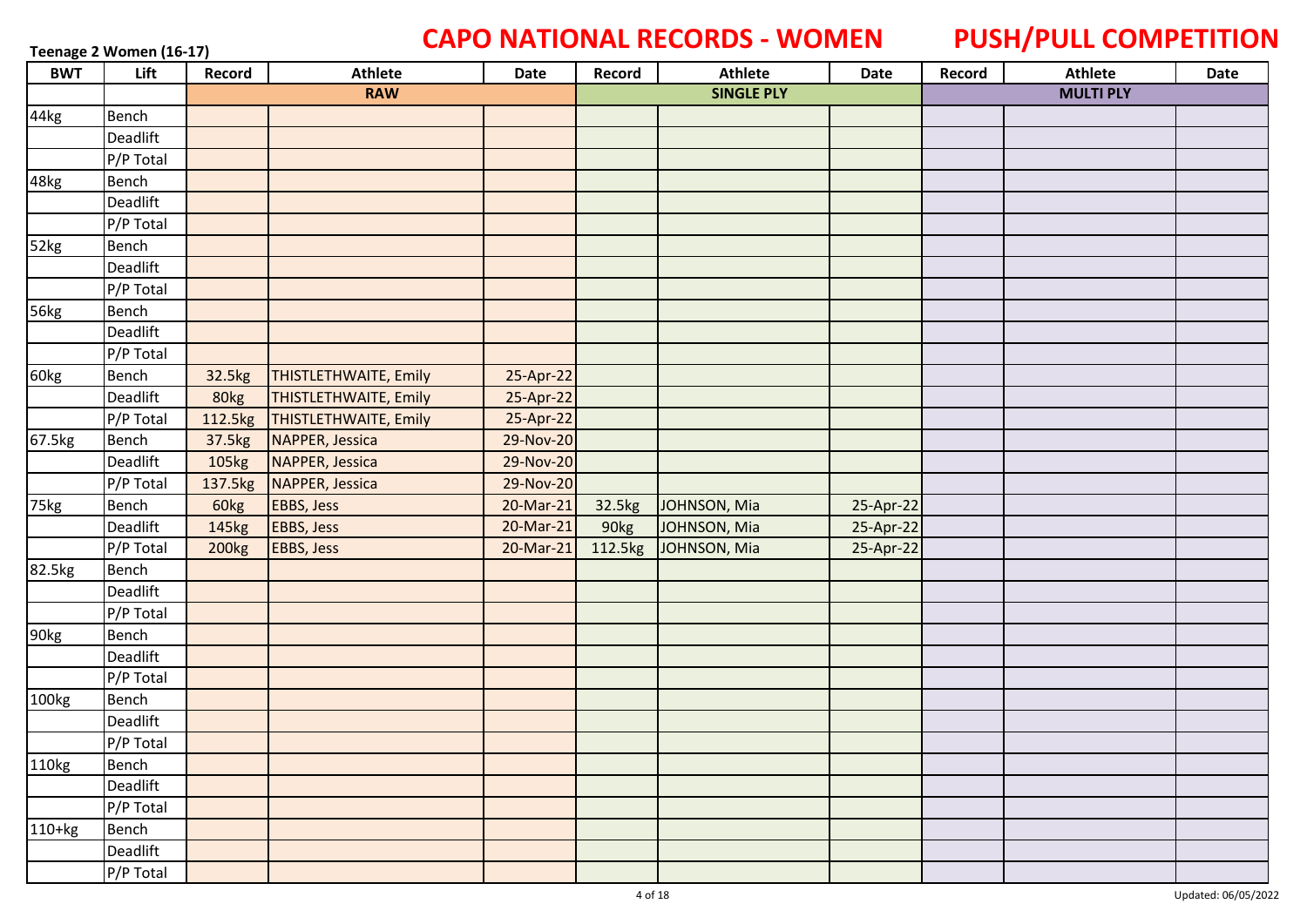**Teenage 2 Women (16-17)**

# CAPO NATIONAL RECORDS - WOMEN

# PUSH/PULL COMPETITION

| BWT | Lift | Record | Athlete | Date | Record | Athlete | Date | Record | Athlete | Date |
|---|---|---|---|---|---|---|---|---|---|---|
| | | RAW | | | SINGLE PLY | | | MULTI PLY | | |
| 44kg | Bench | | | | | | | | | |
| | Deadlift | | | | | | | | | |
| | P/P Total | | | | | | | | | |
| 48kg | Bench | | | | | | | | | |
| | Deadlift | | | | | | | | | |
| | P/P Total | | | | | | | | | |
| 52kg | Bench | | | | | | | | | |
| | Deadlift | | | | | | | | | |
| | P/P Total | | | | | | | | | |
| 56kg | Bench | | | | | | | | | |
| | Deadlift | | | | | | | | | |
| | P/P Total | | | | | | | | | |
| 60kg | Bench | 32.5kg | THISTLETHWAITE, Emily | 25-Apr-22 | | | | | | |
| | Deadlift | 80kg | THISTLETHWAITE, Emily | 25-Apr-22 | | | | | | |
| | P/P Total | 112.5kg | THISTLETHWAITE, Emily | 25-Apr-22 | | | | | | |
| 67.5kg | Bench | 37.5kg | NAPPER, Jessica | 29-Nov-20 | | | | | | |
| | Deadlift | 105kg | NAPPER, Jessica | 29-Nov-20 | | | | | | |
| | P/P Total | 137.5kg | NAPPER, Jessica | 29-Nov-20 | | | | | | |
| 75kg | Bench | 60kg | EBBS, Jess | 20-Mar-21 | 32.5kg | JOHNSON, Mia | 25-Apr-22 | | | |
| | Deadlift | 145kg | EBBS, Jess | 20-Mar-21 | 90kg | JOHNSON, Mia | 25-Apr-22 | | | |
| | P/P Total | 200kg | EBBS, Jess | 20-Mar-21 | 112.5kg | JOHNSON, Mia | 25-Apr-22 | | | |
| 82.5kg | Bench | | | | | | | | | |
| | Deadlift | | | | | | | | | |
| | P/P Total | | | | | | | | | |
| 90kg | Bench | | | | | | | | | |
| | Deadlift | | | | | | | | | |
| | P/P Total | | | | | | | | | |
| 100kg | Bench | | | | | | | | | |
| | Deadlift | | | | | | | | | |
| | P/P Total | | | | | | | | | |
| 110kg | Bench | | | | | | | | | |
| | Deadlift | | | | | | | | | |
| | P/P Total | | | | | | | | | |
| 110+kg | Bench | | | | | | | | | |
| | Deadlift | | | | | | | | | |
| | P/P Total | | | | | | | | | |

Updated: 06/05/2022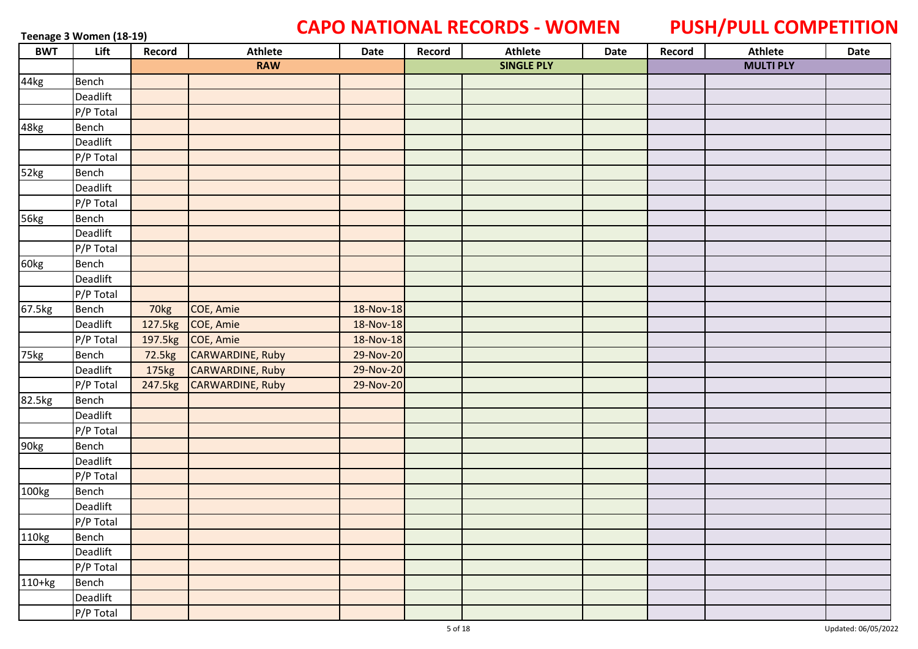# CAPO NATIONAL RECORDS - WOMEN

# PUSH/PULL COMPETITION

**Teenage 3 Women (18-19)**

| BWT | Lift | Record | Athlete | Date | Record | Athlete | Date | Record | Athlete | Date |
|---|---|---|---|---|---|---|---|---|---|---|
| | | RAW | | | SINGLE PLY | | | MULTI PLY | | |
| 44kg | Bench | | | | | | | | | |
| | Deadlift | | | | | | | | | |
| | P/P Total | | | | | | | | | |
| 48kg | Bench | | | | | | | | | |
| | Deadlift | | | | | | | | | |
| | P/P Total | | | | | | | | | |
| 52kg | Bench | | | | | | | | | |
| | Deadlift | | | | | | | | | |
| | P/P Total | | | | | | | | | |
| 56kg | Bench | | | | | | | | | |
| | Deadlift | | | | | | | | | |
| | P/P Total | | | | | | | | | |
| 60kg | Bench | | | | | | | | | |
| | Deadlift | | | | | | | | | |
| | P/P Total | | | | | | | | | |
| 67.5kg | Bench | 70kg | COE, Amie | 18-Nov-18 | | | | | | |
| | Deadlift | 127.5kg | COE, Amie | 18-Nov-18 | | | | | | |
| | P/P Total | 197.5kg | COE, Amie | 18-Nov-18 | | | | | | |
| 75kg | Bench | 72.5kg | CARWARDINE, Ruby | 29-Nov-20 | | | | | | |
| | Deadlift | 175kg | CARWARDINE, Ruby | 29-Nov-20 | | | | | | |
| | P/P Total | 247.5kg | CARWARDINE, Ruby | 29-Nov-20 | | | | | | |
| 82.5kg | Bench | | | | | | | | | |
| | Deadlift | | | | | | | | | |
| | P/P Total | | | | | | | | | |
| 90kg | Bench | | | | | | | | | |
| | Deadlift | | | | | | | | | |
| | P/P Total | | | | | | | | | |
| 100kg | Bench | | | | | | | | | |
| | Deadlift | | | | | | | | | |
| | P/P Total | | | | | | | | | |
| 110kg | Bench | | | | | | | | | |
| | Deadlift | | | | | | | | | |
| | P/P Total | | | | | | | | | |
| 110+kg | Bench | | | | | | | | | |
| | Deadlift | | | | | | | | | |
| | P/P Total | | | | | | | | | |

Updated: 06/05/2022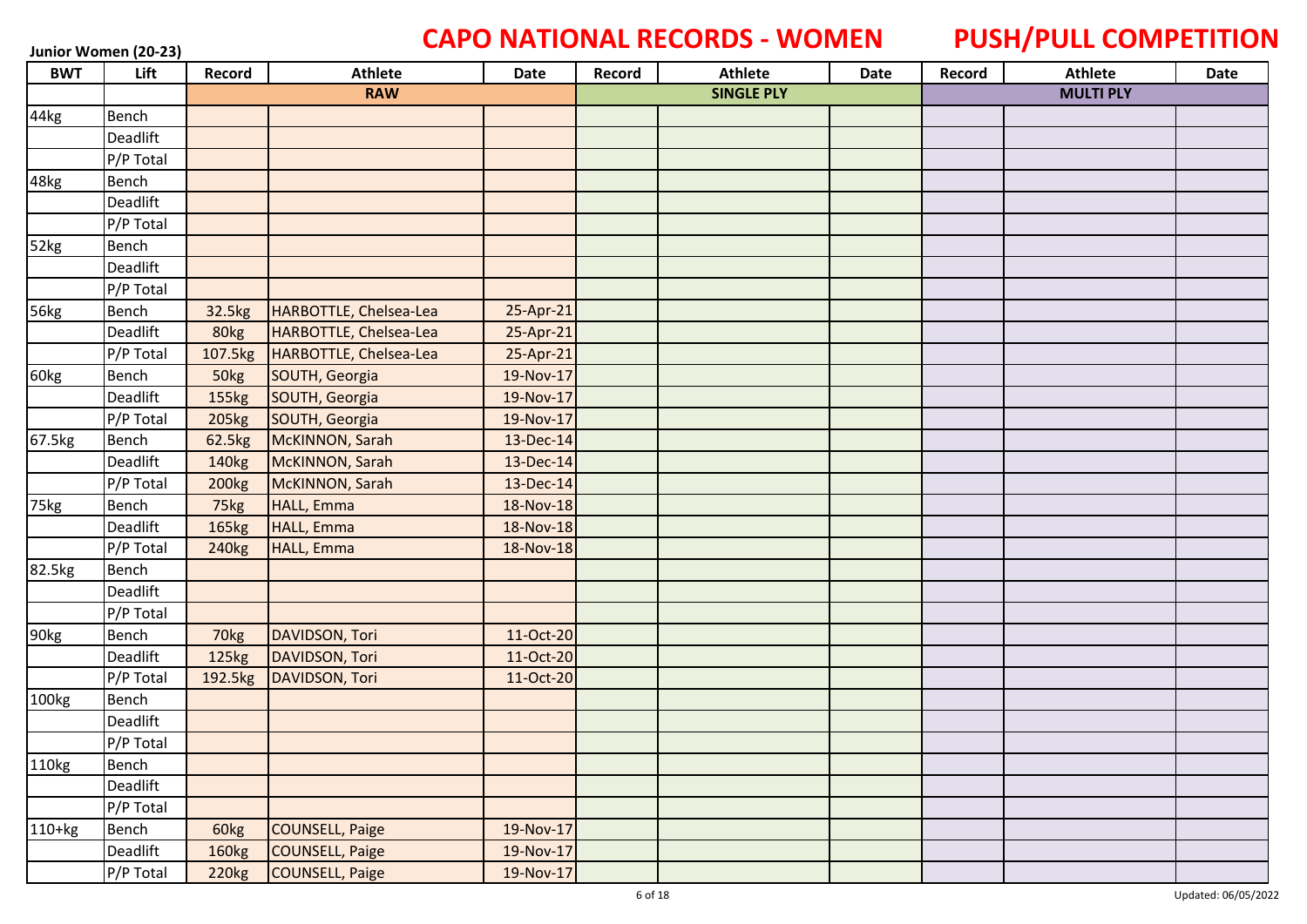Junior Women (20-23)

# CAPO NATIONAL RECORDS - WOMEN

# PUSH/PULL COMPETITION

| BWT | Lift | Record | Athlete | Date | Record | Athlete | Date | Record | Athlete | Date |
|---|---|---|---|---|---|---|---|---|---|---|
| | | RAW | | | SINGLE PLY | | | MULTI PLY | | |
| 44kg | Bench | | | | | | | | | |
| | Deadlift | | | | | | | | | |
| | P/P Total | | | | | | | | | |
| 48kg | Bench | | | | | | | | | |
| | Deadlift | | | | | | | | | |
| | P/P Total | | | | | | | | | |
| 52kg | Bench | | | | | | | | | |
| | Deadlift | | | | | | | | | |
| | P/P Total | | | | | | | | | |
| 56kg | Bench | 32.5kg | HARBOTTLE, Chelsea-Lea | 25-Apr-21 | | | | | | |
| | Deadlift | 80kg | HARBOTTLE, Chelsea-Lea | 25-Apr-21 | | | | | | |
| | P/P Total | 107.5kg | HARBOTTLE, Chelsea-Lea | 25-Apr-21 | | | | | | |
| 60kg | Bench | 50kg | SOUTH, Georgia | 19-Nov-17 | | | | | | |
| | Deadlift | 155kg | SOUTH, Georgia | 19-Nov-17 | | | | | | |
| | P/P Total | 205kg | SOUTH, Georgia | 19-Nov-17 | | | | | | |
| 67.5kg | Bench | 62.5kg | McKINNON, Sarah | 13-Dec-14 | | | | | | |
| | Deadlift | 140kg | McKINNON, Sarah | 13-Dec-14 | | | | | | |
| | P/P Total | 200kg | McKINNON, Sarah | 13-Dec-14 | | | | | | |
| 75kg | Bench | 75kg | HALL, Emma | 18-Nov-18 | | | | | | |
| | Deadlift | 165kg | HALL, Emma | 18-Nov-18 | | | | | | |
| | P/P Total | 240kg | HALL, Emma | 18-Nov-18 | | | | | | |
| 82.5kg | Bench | | | | | | | | | |
| | Deadlift | | | | | | | | | |
| | P/P Total | | | | | | | | | |
| 90kg | Bench | 70kg | DAVIDSON, Tori | 11-Oct-20 | | | | | | |
| | Deadlift | 125kg | DAVIDSON, Tori | 11-Oct-20 | | | | | | |
| | P/P Total | 192.5kg | DAVIDSON, Tori | 11-Oct-20 | | | | | | |
| 100kg | Bench | | | | | | | | | |
| | Deadlift | | | | | | | | | |
| | P/P Total | | | | | | | | | |
| 110kg | Bench | | | | | | | | | |
| | Deadlift | | | | | | | | | |
| | P/P Total | | | | | | | | | |
| 110+kg | Bench | 60kg | COUNSELL, Paige | 19-Nov-17 | | | | | | |
| | Deadlift | 160kg | COUNSELL, Paige | 19-Nov-17 | | | | | | |
| | P/P Total | 220kg | COUNSELL, Paige | 19-Nov-17 | | | | | | |

Updated: 06/05/2022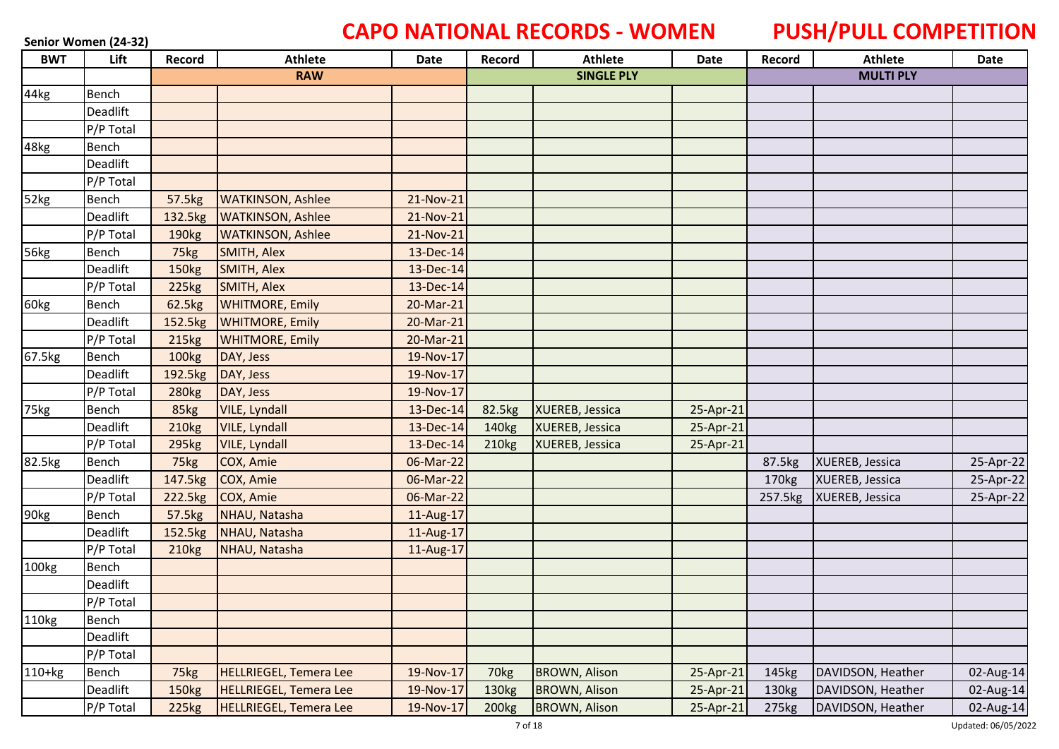**Senior Women (24-32)**

# CAPO NATIONAL RECORDS - WOMEN

# PUSH/PULL COMPETITION

| BWT | Lift | Record | Athlete | Date | Record | Athlete | Date | Record | Athlete | Date |
|---|---|---|---|---|---|---|---|---|---|---|
| | | RAW | | | SINGLE PLY | | | MULTI PLY | | |
| 44kg | Bench | | | | | | | | | |
| | Deadlift | | | | | | | | | |
| | P/P Total | | | | | | | | | |
| 48kg | Bench | | | | | | | | | |
| | Deadlift | | | | | | | | | |
| | P/P Total | | | | | | | | | |
| 52kg | Bench | 57.5kg | WATKINSON, Ashlee | 21-Nov-21 | | | | | | |
| | Deadlift | 132.5kg | WATKINSON, Ashlee | 21-Nov-21 | | | | | | |
| | P/P Total | 190kg | WATKINSON, Ashlee | 21-Nov-21 | | | | | | |
| 56kg | Bench | 75kg | SMITH, Alex | 13-Dec-14 | | | | | | |
| | Deadlift | 150kg | SMITH, Alex | 13-Dec-14 | | | | | | |
| | P/P Total | 225kg | SMITH, Alex | 13-Dec-14 | | | | | | |
| 60kg | Bench | 62.5kg | WHITMORE, Emily | 20-Mar-21 | | | | | | |
| | Deadlift | 152.5kg | WHITMORE, Emily | 20-Mar-21 | | | | | | |
| | P/P Total | 215kg | WHITMORE, Emily | 20-Mar-21 | | | | | | |
| 67.5kg | Bench | 100kg | DAY, Jess | 19-Nov-17 | | | | | | |
| | Deadlift | 192.5kg | DAY, Jess | 19-Nov-17 | | | | | | |
| | P/P Total | 280kg | DAY, Jess | 19-Nov-17 | | | | | | |
| 75kg | Bench | 85kg | VILE, Lyndall | 13-Dec-14 | 82.5kg | XUEREB, Jessica | 25-Apr-21 | | | |
| | Deadlift | 210kg | VILE, Lyndall | 13-Dec-14 | 140kg | XUEREB, Jessica | 25-Apr-21 | | | |
| | P/P Total | 295kg | VILE, Lyndall | 13-Dec-14 | 210kg | XUEREB, Jessica | 25-Apr-21 | | | |
| 82.5kg | Bench | 75kg | COX, Amie | 06-Mar-22 | | | | 87.5kg | XUEREB, Jessica | 25-Apr-22 |
| | Deadlift | 147.5kg | COX, Amie | 06-Mar-22 | | | | 170kg | XUEREB, Jessica | 25-Apr-22 |
| | P/P Total | 222.5kg | COX, Amie | 06-Mar-22 | | | | 257.5kg | XUEREB, Jessica | 25-Apr-22 |
| 90kg | Bench | 57.5kg | NHAU, Natasha | 11-Aug-17 | | | | | | |
| | Deadlift | 152.5kg | NHAU, Natasha | 11-Aug-17 | | | | | | |
| | P/P Total | 210kg | NHAU, Natasha | 11-Aug-17 | | | | | | |
| 100kg | Bench | | | | | | | | | |
| | Deadlift | | | | | | | | | |
| | P/P Total | | | | | | | | | |
| 110kg | Bench | | | | | | | | | |
| | Deadlift | | | | | | | | | |
| | P/P Total | | | | | | | | | |
| 110+kg | Bench | 75kg | HELLRIEGEL, Temera Lee | 19-Nov-17 | 70kg | BROWN, Alison | 25-Apr-21 | 145kg | DAVIDSON, Heather | 02-Aug-14 |
| | Deadlift | 150kg | HELLRIEGEL, Temera Lee | 19-Nov-17 | 130kg | BROWN, Alison | 25-Apr-21 | 130kg | DAVIDSON, Heather | 02-Aug-14 |
| | P/P Total | 225kg | HELLRIEGEL, Temera Lee | 19-Nov-17 | 200kg | BROWN, Alison | 25-Apr-21 | 275kg | DAVIDSON, Heather | 02-Aug-14 |

Updated: 06/05/2022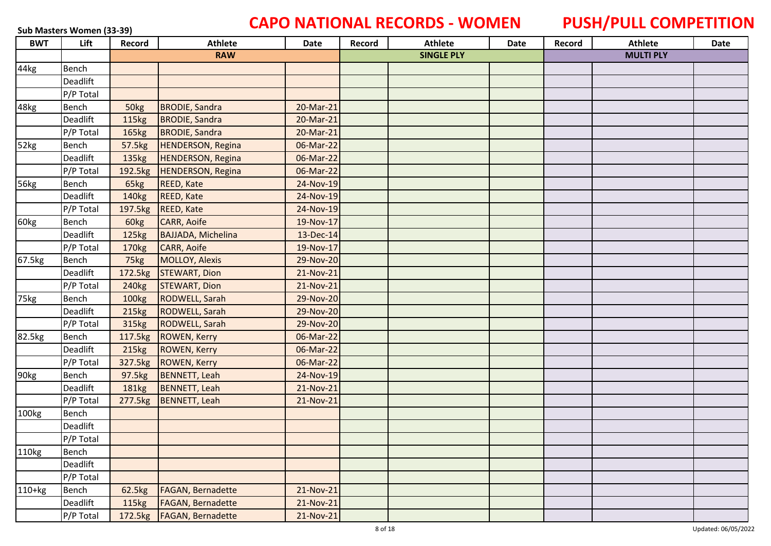# CAPO NATIONAL RECORDS - WOMEN

# PUSH/PULL COMPETITION

**Sub Masters Women (33-39)**

| BWT | Lift | Record | Athlete | Date | Record | Athlete | Date | Record | Athlete | Date |
|---|---|---|---|---|---|---|---|---|---|---|
| | | RAW | | | SINGLE PLY | | | MULTI PLY | | |
| 44kg | Bench | | | | | | | | | |
| | Deadlift | | | | | | | | | |
| | P/P Total | | | | | | | | | |
| 48kg | Bench | 50kg | BRODIE, Sandra | 20-Mar-21 | | | | | | |
| | Deadlift | 115kg | BRODIE, Sandra | 20-Mar-21 | | | | | | |
| | P/P Total | 165kg | BRODIE, Sandra | 20-Mar-21 | | | | | | |
| 52kg | Bench | 57.5kg | HENDERSON, Regina | 06-Mar-22 | | | | | | |
| | Deadlift | 135kg | HENDERSON, Regina | 06-Mar-22 | | | | | | |
| | P/P Total | 192.5kg | HENDERSON, Regina | 06-Mar-22 | | | | | | |
| 56kg | Bench | 65kg | REED, Kate | 24-Nov-19 | | | | | | |
| | Deadlift | 140kg | REED, Kate | 24-Nov-19 | | | | | | |
| | P/P Total | 197.5kg | REED, Kate | 24-Nov-19 | | | | | | |
| 60kg | Bench | 60kg | CARR, Aoife | 19-Nov-17 | | | | | | |
| | Deadlift | 125kg | BAJJADA, Michelina | 13-Dec-14 | | | | | | |
| | P/P Total | 170kg | CARR, Aoife | 19-Nov-17 | | | | | | |
| 67.5kg | Bench | 75kg | MOLLOY, Alexis | 29-Nov-20 | | | | | | |
| | Deadlift | 172.5kg | STEWART, Dion | 21-Nov-21 | | | | | | |
| | P/P Total | 240kg | STEWART, Dion | 21-Nov-21 | | | | | | |
| 75kg | Bench | 100kg | RODWELL, Sarah | 29-Nov-20 | | | | | | |
| | Deadlift | 215kg | RODWELL, Sarah | 29-Nov-20 | | | | | | |
| | P/P Total | 315kg | RODWELL, Sarah | 29-Nov-20 | | | | | | |
| 82.5kg | Bench | 117.5kg | ROWEN, Kerry | 06-Mar-22 | | | | | | |
| | Deadlift | 215kg | ROWEN, Kerry | 06-Mar-22 | | | | | | |
| | P/P Total | 327.5kg | ROWEN, Kerry | 06-Mar-22 | | | | | | |
| 90kg | Bench | 97.5kg | BENNETT, Leah | 24-Nov-19 | | | | | | |
| | Deadlift | 181kg | BENNETT, Leah | 21-Nov-21 | | | | | | |
| | P/P Total | 277.5kg | BENNETT, Leah | 21-Nov-21 | | | | | | |
| 100kg | Bench | | | | | | | | | |
| | Deadlift | | | | | | | | | |
| | P/P Total | | | | | | | | | |
| 110kg | Bench | | | | | | | | | |
| | Deadlift | | | | | | | | | |
| | P/P Total | | | | | | | | | |
| 110+kg | Bench | 62.5kg | FAGAN, Bernadette | 21-Nov-21 | | | | | | |
| | Deadlift | 115kg | FAGAN, Bernadette | 21-Nov-21 | | | | | | |
| | P/P Total | 172.5kg | FAGAN, Bernadette | 21-Nov-21 | | | | | | |

Updated: 06/05/2022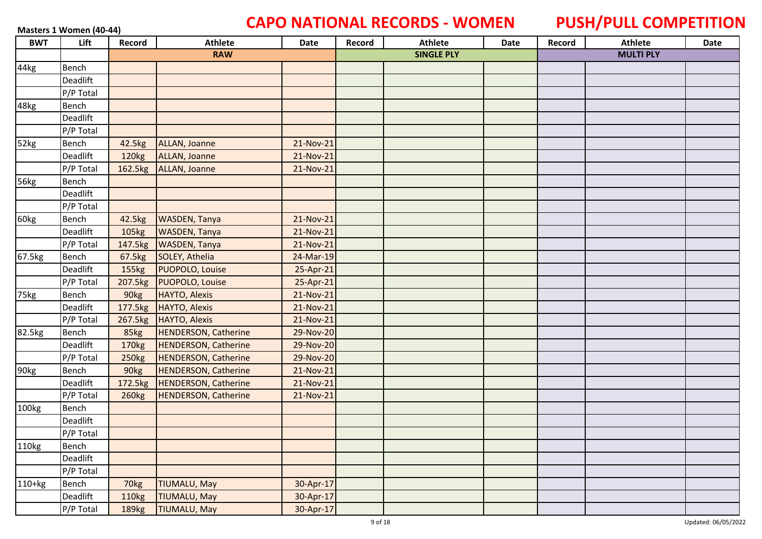**Masters 1 Women (40-44)**

# CAPO NATIONAL RECORDS - WOMEN

# PUSH/PULL COMPETITION

| BWT | Lift | Record | Athlete | Date | Record | Athlete | Date | Record | Athlete | Date |
|---|---|---|---|---|---|---|---|---|---|---|
| | | RAW | | | SINGLE PLY | | | MULTI PLY | | |
| 44kg | Bench | | | | | | | | | |
| | Deadlift | | | | | | | | | |
| | P/P Total | | | | | | | | | |
| 48kg | Bench | | | | | | | | | |
| | Deadlift | | | | | | | | | |
| | P/P Total | | | | | | | | | |
| 52kg | Bench | 42.5kg | ALLAN, Joanne | 21-Nov-21 | | | | | | |
| | Deadlift | 120kg | ALLAN, Joanne | 21-Nov-21 | | | | | | |
| | P/P Total | 162.5kg | ALLAN, Joanne | 21-Nov-21 | | | | | | |
| 56kg | Bench | | | | | | | | | |
| | Deadlift | | | | | | | | | |
| | P/P Total | | | | | | | | | |
| 60kg | Bench | 42.5kg | WASDEN, Tanya | 21-Nov-21 | | | | | | |
| | Deadlift | 105kg | WASDEN, Tanya | 21-Nov-21 | | | | | | |
| | P/P Total | 147.5kg | WASDEN, Tanya | 21-Nov-21 | | | | | | |
| 67.5kg | Bench | 67.5kg | SOLEY, Athelia | 24-Mar-19 | | | | | | |
| | Deadlift | 155kg | PUOPOLO, Louise | 25-Apr-21 | | | | | | |
| | P/P Total | 207.5kg | PUOPOLO, Louise | 25-Apr-21 | | | | | | |
| 75kg | Bench | 90kg | HAYTO, Alexis | 21-Nov-21 | | | | | | |
| | Deadlift | 177.5kg | HAYTO, Alexis | 21-Nov-21 | | | | | | |
| | P/P Total | 267.5kg | HAYTO, Alexis | 21-Nov-21 | | | | | | |
| 82.5kg | Bench | 85kg | HENDERSON, Catherine | 29-Nov-20 | | | | | | |
| | Deadlift | 170kg | HENDERSON, Catherine | 29-Nov-20 | | | | | | |
| | P/P Total | 250kg | HENDERSON, Catherine | 29-Nov-20 | | | | | | |
| 90kg | Bench | 90kg | HENDERSON, Catherine | 21-Nov-21 | | | | | | |
| | Deadlift | 172.5kg | HENDERSON, Catherine | 21-Nov-21 | | | | | | |
| | P/P Total | 260kg | HENDERSON, Catherine | 21-Nov-21 | | | | | | |
| 100kg | Bench | | | | | | | | | |
| | Deadlift | | | | | | | | | |
| | P/P Total | | | | | | | | | |
| 110kg | Bench | | | | | | | | | |
| | Deadlift | | | | | | | | | |
| | P/P Total | | | | | | | | | |
| 110+kg | Bench | 70kg | TIUMALU, May | 30-Apr-17 | | | | | | |
| | Deadlift | 110kg | TIUMALU, May | 30-Apr-17 | | | | | | |
| | P/P Total | 189kg | TIUMALU, May | 30-Apr-17 | | | | | | |

Updated: 06/05/2022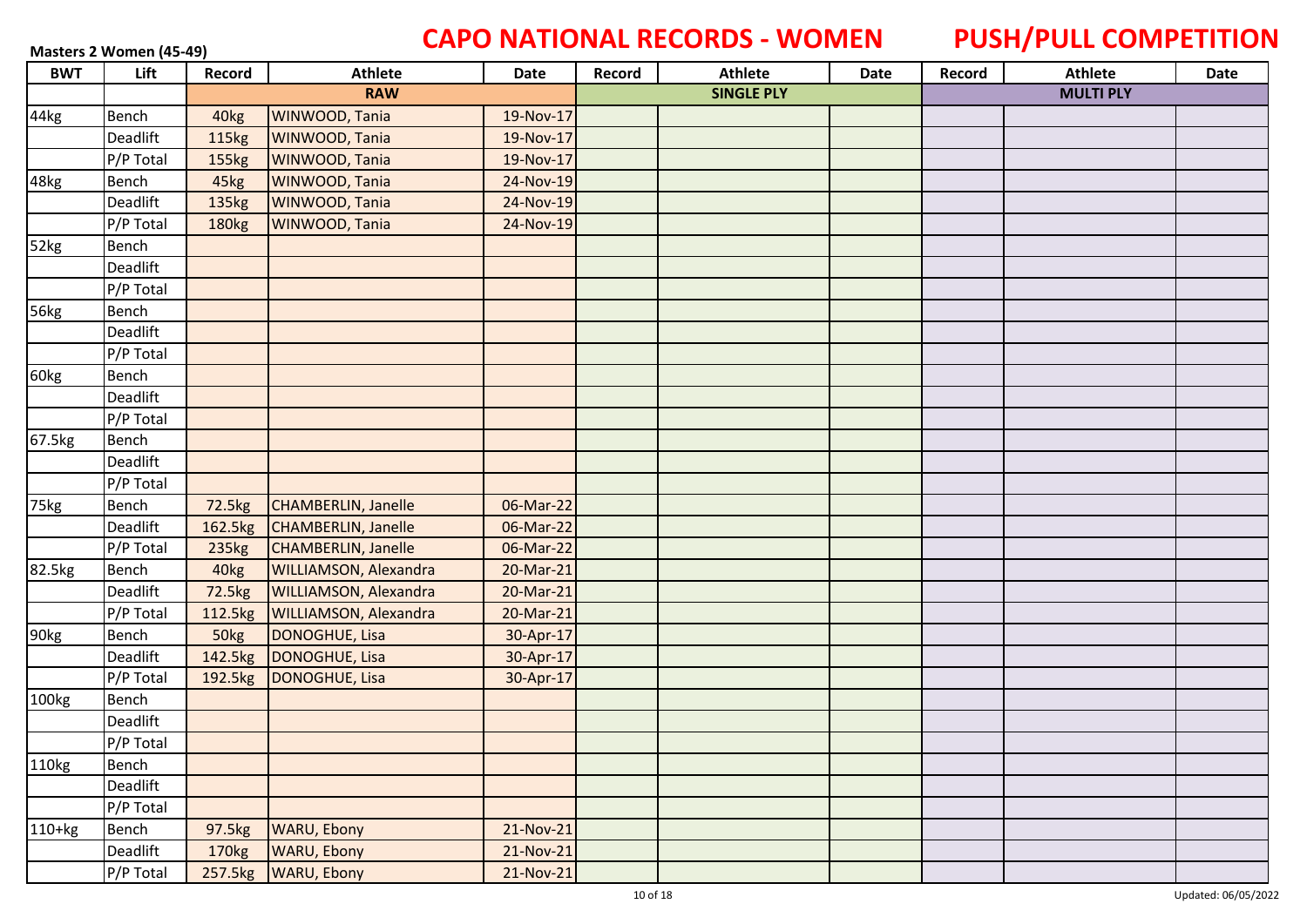Masters 2 Women (45-49)

# CAPO NATIONAL RECORDS - WOMEN PUSH/PULL COMPETITION

| BWT | Lift | Record | Athlete | Date | Record | Athlete | Date | Record | Athlete | Date |
|---|---|---|---|---|---|---|---|---|---|---|
| | | RAW | | | SINGLE PLY | | | MULTI PLY | | |
| 44kg | Bench | 40kg | WINWOOD, Tania | 19-Nov-17 | | | | | | |
| | Deadlift | 115kg | WINWOOD, Tania | 19-Nov-17 | | | | | | |
| | P/P Total | 155kg | WINWOOD, Tania | 19-Nov-17 | | | | | | |
| 48kg | Bench | 45kg | WINWOOD, Tania | 24-Nov-19 | | | | | | |
| | Deadlift | 135kg | WINWOOD, Tania | 24-Nov-19 | | | | | | |
| | P/P Total | 180kg | WINWOOD, Tania | 24-Nov-19 | | | | | | |
| 52kg | Bench | | | | | | | | | |
| | Deadlift | | | | | | | | | |
| | P/P Total | | | | | | | | | |
| 56kg | Bench | | | | | | | | | |
| | Deadlift | | | | | | | | | |
| | P/P Total | | | | | | | | | |
| 60kg | Bench | | | | | | | | | |
| | Deadlift | | | | | | | | | |
| | P/P Total | | | | | | | | | |
| 67.5kg | Bench | | | | | | | | | |
| | Deadlift | | | | | | | | | |
| | P/P Total | | | | | | | | | |
| 75kg | Bench | 72.5kg | CHAMBERLIN, Janelle | 06-Mar-22 | | | | | | |
| | Deadlift | 162.5kg | CHAMBERLIN, Janelle | 06-Mar-22 | | | | | | |
| | P/P Total | 235kg | CHAMBERLIN, Janelle | 06-Mar-22 | | | | | | |
| 82.5kg | Bench | 40kg | WILLIAMSON, Alexandra | 20-Mar-21 | | | | | | |
| | Deadlift | 72.5kg | WILLIAMSON, Alexandra | 20-Mar-21 | | | | | | |
| | P/P Total | 112.5kg | WILLIAMSON, Alexandra | 20-Mar-21 | | | | | | |
| 90kg | Bench | 50kg | DONOGHUE, Lisa | 30-Apr-17 | | | | | | |
| | Deadlift | 142.5kg | DONOGHUE, Lisa | 30-Apr-17 | | | | | | |
| | P/P Total | 192.5kg | DONOGHUE, Lisa | 30-Apr-17 | | | | | | |
| 100kg | Bench | | | | | | | | | |
| | Deadlift | | | | | | | | | |
| | P/P Total | | | | | | | | | |
| 110kg | Bench | | | | | | | | | |
| | Deadlift | | | | | | | | | |
| | P/P Total | | | | | | | | | |
| 110+kg | Bench | 97.5kg | WARU, Ebony | 21-Nov-21 | | | | | | |
| | Deadlift | 170kg | WARU, Ebony | 21-Nov-21 | | | | | | |
| | P/P Total | 257.5kg | WARU, Ebony | 21-Nov-21 | | | | | | |

Updated: 06/05/2022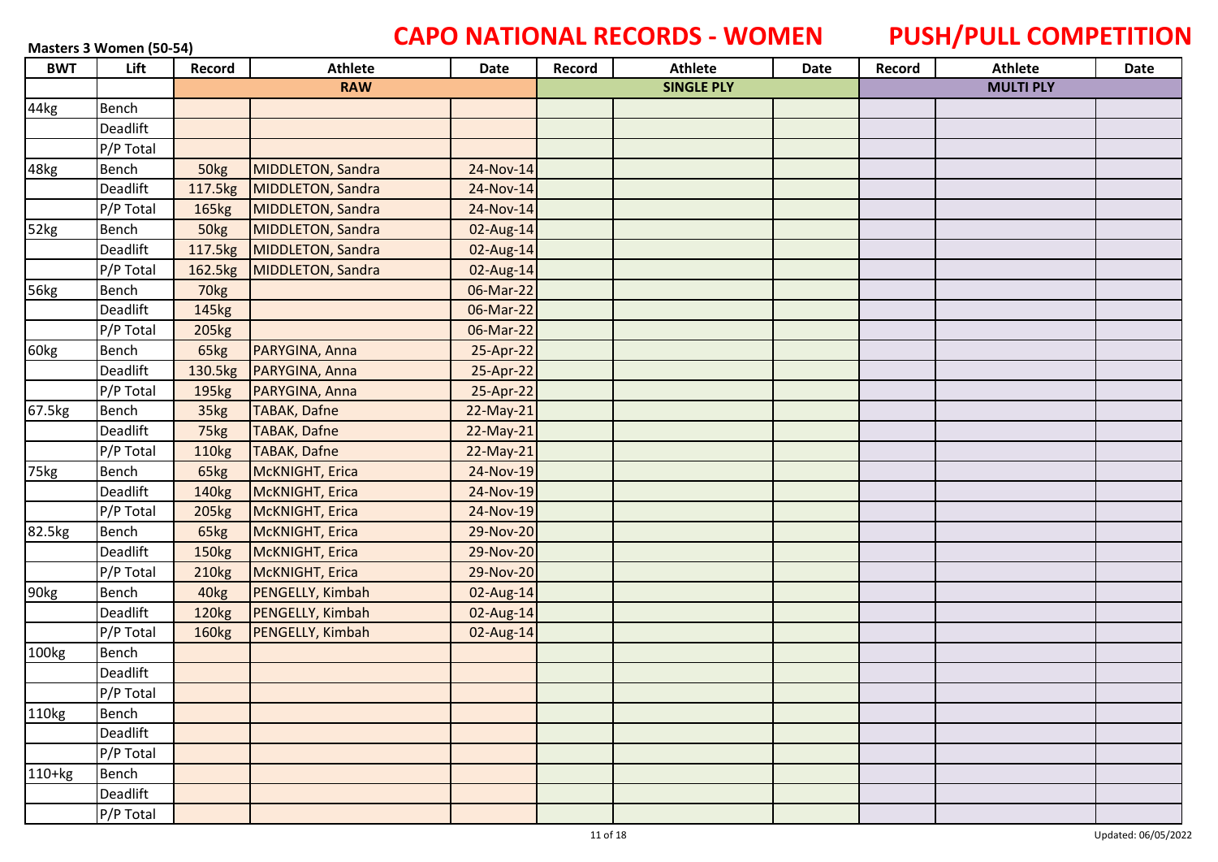**Masters 3 Women (50-54)**

# CAPO NATIONAL RECORDS - WOMEN

# PUSH/PULL COMPETITION

| BWT | Lift | Record | Athlete | Date | Record | Athlete | Date | Record | Athlete | Date |
|---|---|---|---|---|---|---|---|---|---|---|
| | | RAW | | | SINGLE PLY | | | MULTI PLY | | |
| 44kg | Bench | | | | | | | | | |
| | Deadlift | | | | | | | | | |
| | P/P Total | | | | | | | | | |
| 48kg | Bench | 50kg | MIDDLETON, Sandra | 24-Nov-14 | | | | | | |
| | Deadlift | 117.5kg | MIDDLETON, Sandra | 24-Nov-14 | | | | | | |
| | P/P Total | 165kg | MIDDLETON, Sandra | 24-Nov-14 | | | | | | |
| 52kg | Bench | 50kg | MIDDLETON, Sandra | 02-Aug-14 | | | | | | |
| | Deadlift | 117.5kg | MIDDLETON, Sandra | 02-Aug-14 | | | | | | |
| | P/P Total | 162.5kg | MIDDLETON, Sandra | 02-Aug-14 | | | | | | |
| 56kg | Bench | 70kg | | 06-Mar-22 | | | | | | |
| | Deadlift | 145kg | | 06-Mar-22 | | | | | | |
| | P/P Total | 205kg | | 06-Mar-22 | | | | | | |
| 60kg | Bench | 65kg | PARYGINA, Anna | 25-Apr-22 | | | | | | |
| | Deadlift | 130.5kg | PARYGINA, Anna | 25-Apr-22 | | | | | | |
| | P/P Total | 195kg | PARYGINA, Anna | 25-Apr-22 | | | | | | |
| 67.5kg | Bench | 35kg | TABAK, Dafne | 22-May-21 | | | | | | |
| | Deadlift | 75kg | TABAK, Dafne | 22-May-21 | | | | | | |
| | P/P Total | 110kg | TABAK, Dafne | 22-May-21 | | | | | | |
| 75kg | Bench | 65kg | McKNIGHT, Erica | 24-Nov-19 | | | | | | |
| | Deadlift | 140kg | McKNIGHT, Erica | 24-Nov-19 | | | | | | |
| | P/P Total | 205kg | McKNIGHT, Erica | 24-Nov-19 | | | | | | |
| 82.5kg | Bench | 65kg | McKNIGHT, Erica | 29-Nov-20 | | | | | | |
| | Deadlift | 150kg | McKNIGHT, Erica | 29-Nov-20 | | | | | | |
| | P/P Total | 210kg | McKNIGHT, Erica | 29-Nov-20 | | | | | | |
| 90kg | Bench | 40kg | PENGELLY, Kimbah | 02-Aug-14 | | | | | | |
| | Deadlift | 120kg | PENGELLY, Kimbah | 02-Aug-14 | | | | | | |
| | P/P Total | 160kg | PENGELLY, Kimbah | 02-Aug-14 | | | | | | |
| 100kg | Bench | | | | | | | | | |
| | Deadlift | | | | | | | | | |
| | P/P Total | | | | | | | | | |
| 110kg | Bench | | | | | | | | | |
| | Deadlift | | | | | | | | | |
| | P/P Total | | | | | | | | | |
| 110+kg | Bench | | | | | | | | | |
| | Deadlift | | | | | | | | | |
| | P/P Total | | | | | | | | | |

Updated: 06/05/2022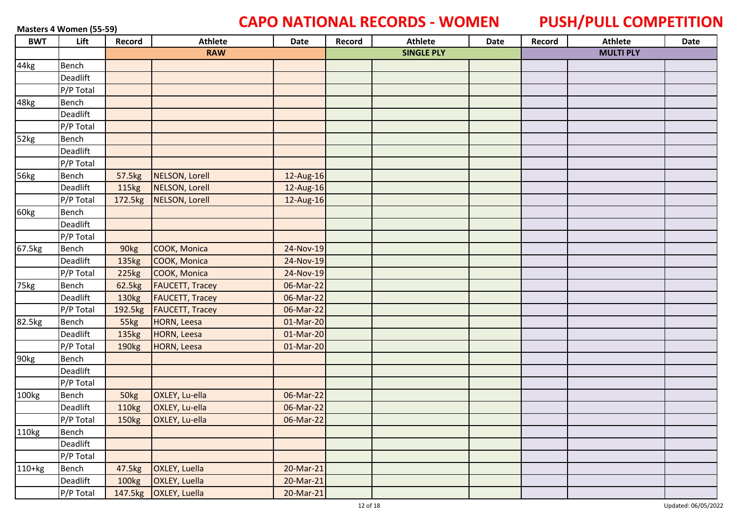Masters 4 Women (55-59)

# CAPO NATIONAL RECORDS - WOMEN

# PUSH/PULL COMPETITION

| BWT | Lift | Record | Athlete | Date | Record | Athlete | Date | Record | Athlete | Date |
|---|---|---|---|---|---|---|---|---|---|---|
| | | RAW | | | SINGLE PLY | | | MULTI PLY | | |
| 44kg | Bench | | | | | | | | | |
| | Deadlift | | | | | | | | | |
| | P/P Total | | | | | | | | | |
| 48kg | Bench | | | | | | | | | |
| | Deadlift | | | | | | | | | |
| | P/P Total | | | | | | | | | |
| 52kg | Bench | | | | | | | | | |
| | Deadlift | | | | | | | | | |
| | P/P Total | | | | | | | | | |
| 56kg | Bench | 57.5kg | NELSON, Lorell | 12-Aug-16 | | | | | | |
| | Deadlift | 115kg | NELSON, Lorell | 12-Aug-16 | | | | | | |
| | P/P Total | 172.5kg | NELSON, Lorell | 12-Aug-16 | | | | | | |
| 60kg | Bench | | | | | | | | | |
| | Deadlift | | | | | | | | | |
| | P/P Total | | | | | | | | | |
| 67.5kg | Bench | 90kg | COOK, Monica | 24-Nov-19 | | | | | | |
| | Deadlift | 135kg | COOK, Monica | 24-Nov-19 | | | | | | |
| | P/P Total | 225kg | COOK, Monica | 24-Nov-19 | | | | | | |
| 75kg | Bench | 62.5kg | FAUCETT, Tracey | 06-Mar-22 | | | | | | |
| | Deadlift | 130kg | FAUCETT, Tracey | 06-Mar-22 | | | | | | |
| | P/P Total | 192.5kg | FAUCETT, Tracey | 06-Mar-22 | | | | | | |
| 82.5kg | Bench | 55kg | HORN, Leesa | 01-Mar-20 | | | | | | |
| | Deadlift | 135kg | HORN, Leesa | 01-Mar-20 | | | | | | |
| | P/P Total | 190kg | HORN, Leesa | 01-Mar-20 | | | | | | |
| 90kg | Bench | | | | | | | | | |
| | Deadlift | | | | | | | | | |
| | P/P Total | | | | | | | | | |
| 100kg | Bench | 50kg | OXLEY, Lu-ella | 06-Mar-22 | | | | | | |
| | Deadlift | 110kg | OXLEY, Lu-ella | 06-Mar-22 | | | | | | |
| | P/P Total | 150kg | OXLEY, Lu-ella | 06-Mar-22 | | | | | | |
| 110kg | Bench | | | | | | | | | |
| | Deadlift | | | | | | | | | |
| | P/P Total | | | | | | | | | |
| 110+kg | Bench | 47.5kg | OXLEY, Luella | 20-Mar-21 | | | | | | |
| | Deadlift | 100kg | OXLEY, Luella | 20-Mar-21 | | | | | | |
| | P/P Total | 147.5kg | OXLEY, Luella | 20-Mar-21 | | | | | | |

Updated: 06/05/2022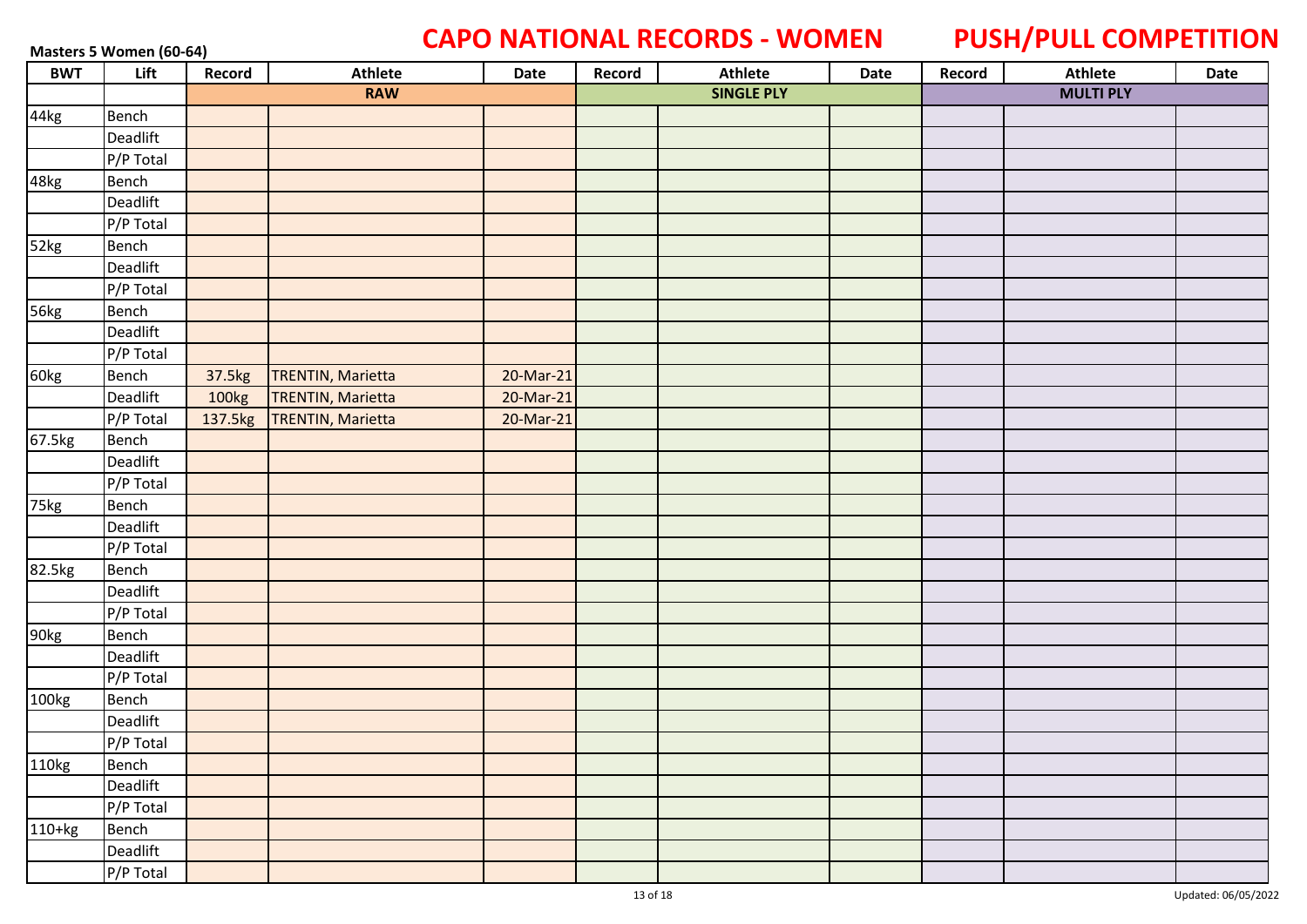# CAPO NATIONAL RECORDS - WOMEN

# PUSH/PULL COMPETITION

**Masters 5 Women (60-64)**

| BWT | Lift | Record | Athlete | Date | Record | Athlete | Date | Record | Athlete | Date |
|---|---|---|---|---|---|---|---|---|---|---|
| | | RAW | | | SINGLE PLY | | | MULTI PLY | | |
| 44kg | Bench | | | | | | | | | |
| | Deadlift | | | | | | | | | |
| | P/P Total | | | | | | | | | |
| 48kg | Bench | | | | | | | | | |
| | Deadlift | | | | | | | | | |
| | P/P Total | | | | | | | | | |
| 52kg | Bench | | | | | | | | | |
| | Deadlift | | | | | | | | | |
| | P/P Total | | | | | | | | | |
| 56kg | Bench | | | | | | | | | |
| | Deadlift | | | | | | | | | |
| | P/P Total | | | | | | | | | |
| 60kg | Bench | 37.5kg | TRENTIN, Marietta | 20-Mar-21 | | | | | | |
| | Deadlift | 100kg | TRENTIN, Marietta | 20-Mar-21 | | | | | | |
| | P/P Total | 137.5kg | TRENTIN, Marietta | 20-Mar-21 | | | | | | |
| 67.5kg | Bench | | | | | | | | | |
| | Deadlift | | | | | | | | | |
| | P/P Total | | | | | | | | | |
| 75kg | Bench | | | | | | | | | |
| | Deadlift | | | | | | | | | |
| | P/P Total | | | | | | | | | |
| 82.5kg | Bench | | | | | | | | | |
| | Deadlift | | | | | | | | | |
| | P/P Total | | | | | | | | | |
| 90kg | Bench | | | | | | | | | |
| | Deadlift | | | | | | | | | |
| | P/P Total | | | | | | | | | |
| 100kg | Bench | | | | | | | | | |
| | Deadlift | | | | | | | | | |
| | P/P Total | | | | | | | | | |
| 110kg | Bench | | | | | | | | | |
| | Deadlift | | | | | | | | | |
| | P/P Total | | | | | | | | | |
| 110+kg | Bench | | | | | | | | | |
| | Deadlift | | | | | | | | | |
| | P/P Total | | | | | | | | | |

Updated: 06/05/2022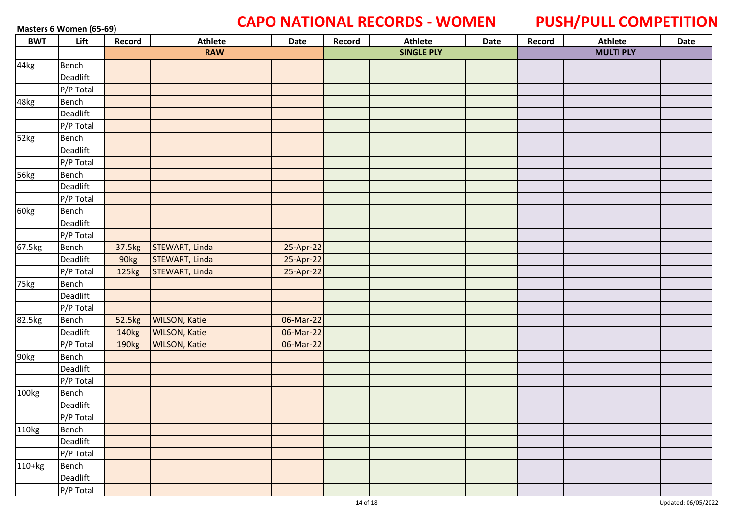# CAPO NATIONAL RECORDS - WOMEN

# PUSH/PULL COMPETITION

**Masters 6 Women (65-69)**

| BWT | Lift | Record | Athlete | Date | Record | Athlete | Date | Record | Athlete | Date |
|---|---|---|---|---|---|---|---|---|---|---|
| | | RAW | | | SINGLE PLY | | | MULTI PLY | | |
| 44kg | Bench | | | | | | | | | |
| | Deadlift | | | | | | | | | |
| | P/P Total | | | | | | | | | |
| 48kg | Bench | | | | | | | | | |
| | Deadlift | | | | | | | | | |
| | P/P Total | | | | | | | | | |
| 52kg | Bench | | | | | | | | | |
| | Deadlift | | | | | | | | | |
| | P/P Total | | | | | | | | | |
| 56kg | Bench | | | | | | | | | |
| | Deadlift | | | | | | | | | |
| | P/P Total | | | | | | | | | |
| 60kg | Bench | | | | | | | | | |
| | Deadlift | | | | | | | | | |
| | P/P Total | | | | | | | | | |
| 67.5kg | Bench | 37.5kg | STEWART, Linda | 25-Apr-22 | | | | | | |
| | Deadlift | 90kg | STEWART, Linda | 25-Apr-22 | | | | | | |
| | P/P Total | 125kg | STEWART, Linda | 25-Apr-22 | | | | | | |
| 75kg | Bench | | | | | | | | | |
| | Deadlift | | | | | | | | | |
| | P/P Total | | | | | | | | | |
| 82.5kg | Bench | 52.5kg | WILSON, Katie | 06-Mar-22 | | | | | | |
| | Deadlift | 140kg | WILSON, Katie | 06-Mar-22 | | | | | | |
| | P/P Total | 190kg | WILSON, Katie | 06-Mar-22 | | | | | | |
| 90kg | Bench | | | | | | | | | |
| | Deadlift | | | | | | | | | |
| | P/P Total | | | | | | | | | |
| 100kg | Bench | | | | | | | | | |
| | Deadlift | | | | | | | | | |
| | P/P Total | | | | | | | | | |
| 110kg | Bench | | | | | | | | | |
| | Deadlift | | | | | | | | | |
| | P/P Total | | | | | | | | | |
| 110+kg | Bench | | | | | | | | | |
| | Deadlift | | | | | | | | | |
| | P/P Total | | | | | | | | | |

Updated: 06/05/2022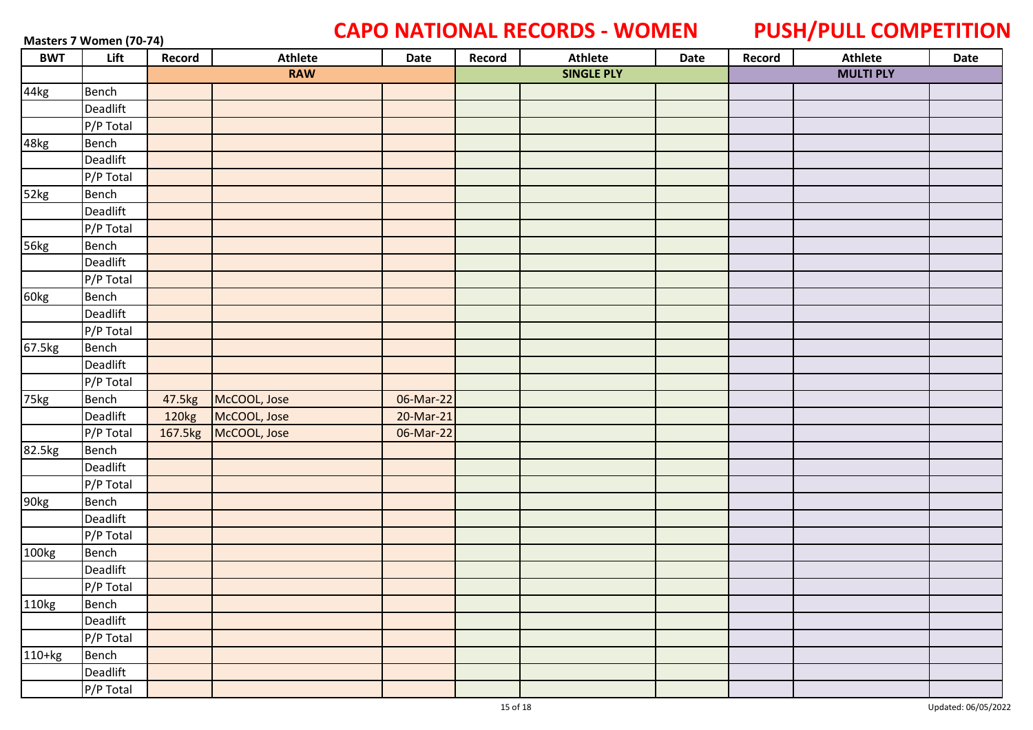# CAPO NATIONAL RECORDS - WOMEN

# PUSH/PULL COMPETITION

**Masters 7 Women (70-74)**

| BWT | Lift | Record | Athlete | Date | Record | Athlete | Date | Record | Athlete | Date |
|---|---|---|---|---|---|---|---|---|---|---|
| | | RAW | | | SINGLE PLY | | | MULTI PLY | | |
| 44kg | Bench | | | | | | | | | |
| | Deadlift | | | | | | | | | |
| | P/P Total | | | | | | | | | |
| 48kg | Bench | | | | | | | | | |
| | Deadlift | | | | | | | | | |
| | P/P Total | | | | | | | | | |
| 52kg | Bench | | | | | | | | | |
| | Deadlift | | | | | | | | | |
| | P/P Total | | | | | | | | | |
| 56kg | Bench | | | | | | | | | |
| | Deadlift | | | | | | | | | |
| | P/P Total | | | | | | | | | |
| 60kg | Bench | | | | | | | | | |
| | Deadlift | | | | | | | | | |
| | P/P Total | | | | | | | | | |
| 67.5kg | Bench | | | | | | | | | |
| | Deadlift | | | | | | | | | |
| | P/P Total | | | | | | | | | |
| 75kg | Bench | 47.5kg | McCOOL, Jose | 06-Mar-22 | | | | | | |
| | Deadlift | 120kg | McCOOL, Jose | 20-Mar-21 | | | | | | |
| | P/P Total | 167.5kg | McCOOL, Jose | 06-Mar-22 | | | | | | |
| 82.5kg | Bench | | | | | | | | | |
| | Deadlift | | | | | | | | | |
| | P/P Total | | | | | | | | | |
| 90kg | Bench | | | | | | | | | |
| | Deadlift | | | | | | | | | |
| | P/P Total | | | | | | | | | |
| 100kg | Bench | | | | | | | | | |
| | Deadlift | | | | | | | | | |
| | P/P Total | | | | | | | | | |
| 110kg | Bench | | | | | | | | | |
| | Deadlift | | | | | | | | | |
| | P/P Total | | | | | | | | | |
| 110+kg | Bench | | | | | | | | | |
| | Deadlift | | | | | | | | | |
| | P/P Total | | | | | | | | | |

Updated: 06/05/2022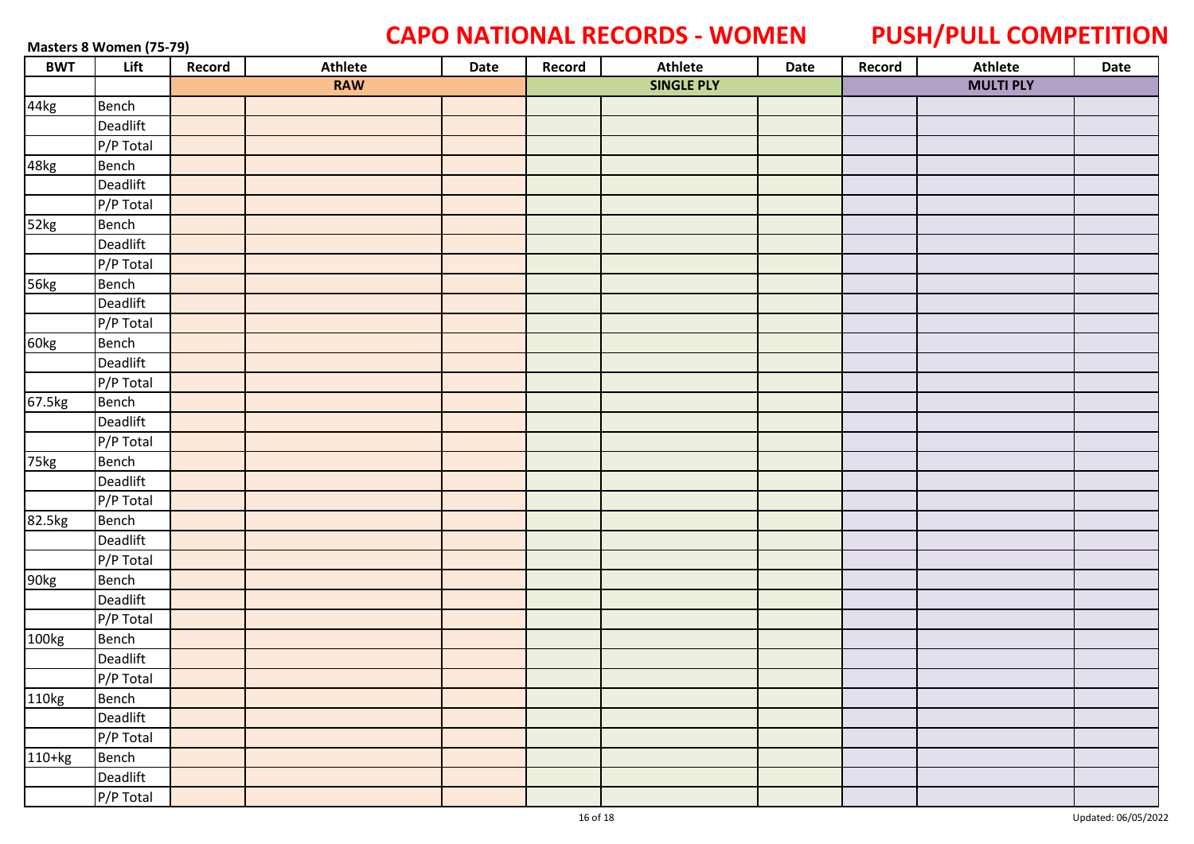**Masters 8 Women (75-79)**

# CAPO NATIONAL RECORDS - WOMEN

# PUSH/PULL COMPETITION

| BWT | Lift | Record | Athlete | Date | Record | Athlete | Date | Record | Athlete | Date |
|---|---|---|---|---|---|---|---|---|---|---|
| | | RAW | | | SINGLE PLY | | | MULTI PLY | | |
| 44kg | Bench | | | | | | | | | |
| | Deadlift | | | | | | | | | |
| | P/P Total | | | | | | | | | |
| 48kg | Bench | | | | | | | | | |
| | Deadlift | | | | | | | | | |
| | P/P Total | | | | | | | | | |
| 52kg | Bench | | | | | | | | | |
| | Deadlift | | | | | | | | | |
| | P/P Total | | | | | | | | | |
| 56kg | Bench | | | | | | | | | |
| | Deadlift | | | | | | | | | |
| | P/P Total | | | | | | | | | |
| 60kg | Bench | | | | | | | | | |
| | Deadlift | | | | | | | | | |
| | P/P Total | | | | | | | | | |
| 67.5kg | Bench | | | | | | | | | |
| | Deadlift | | | | | | | | | |
| | P/P Total | | | | | | | | | |
| 75kg | Bench | | | | | | | | | |
| | Deadlift | | | | | | | | | |
| | P/P Total | | | | | | | | | |
| 82.5kg | Bench | | | | | | | | | |
| | Deadlift | | | | | | | | | |
| | P/P Total | | | | | | | | | |
| 90kg | Bench | | | | | | | | | |
| | Deadlift | | | | | | | | | |
| | P/P Total | | | | | | | | | |
| 100kg | Bench | | | | | | | | | |
| | Deadlift | | | | | | | | | |
| | P/P Total | | | | | | | | | |
| 110kg | Bench | | | | | | | | | |
| | Deadlift | | | | | | | | | |
| | P/P Total | | | | | | | | | |
| 110+kg | Bench | | | | | | | | | |
| | Deadlift | | | | | | | | | |
| | P/P Total | | | | | | | | | |

Updated: 06/05/2022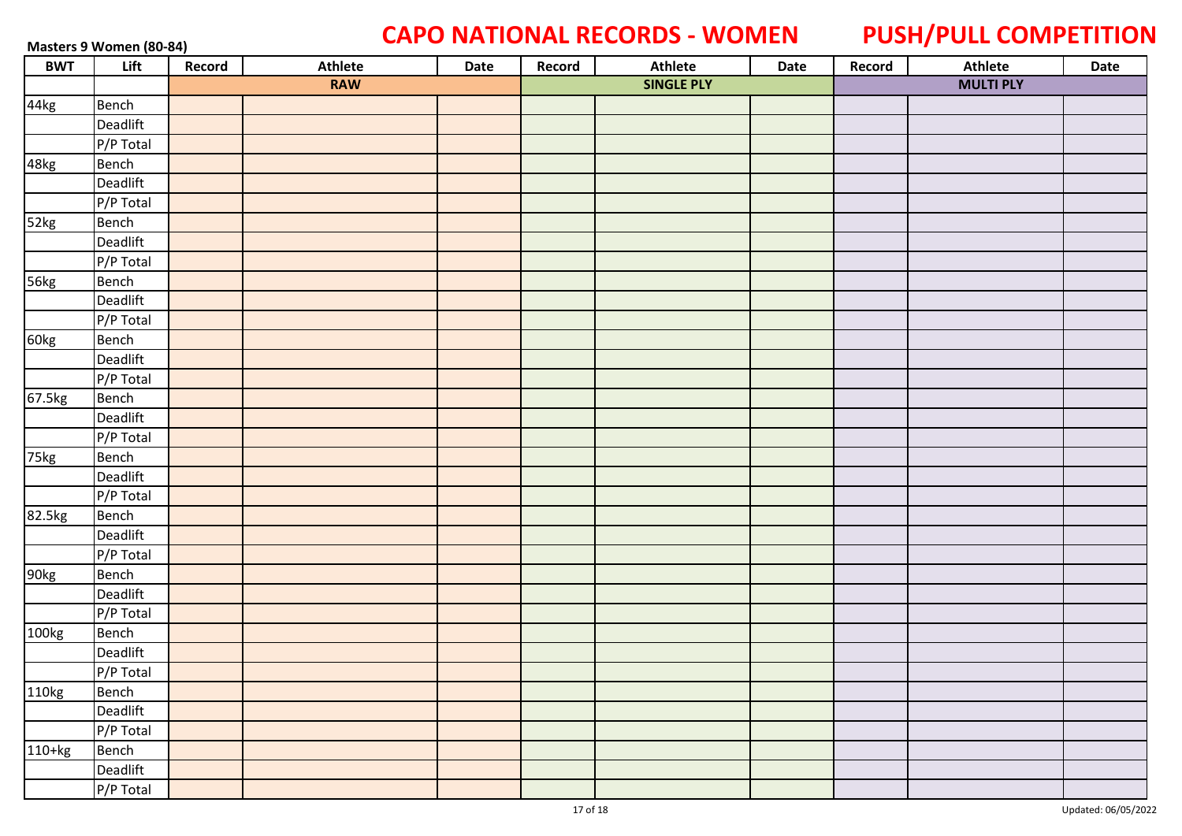**Masters 9 Women (80-84)**

# CAPO NATIONAL RECORDS - WOMEN

# PUSH/PULL COMPETITION

| BWT | Lift | Record | Athlete | Date | Record | Athlete | Date | Record | Athlete | Date |
|---|---|---|---|---|---|---|---|---|---|---|
| | | RAW | | | SINGLE PLY | | | MULTI PLY | | |
| 44kg | Bench | | | | | | | | | |
| | Deadlift | | | | | | | | | |
| | P/P Total | | | | | | | | | |
| 48kg | Bench | | | | | | | | | |
| | Deadlift | | | | | | | | | |
| | P/P Total | | | | | | | | | |
| 52kg | Bench | | | | | | | | | |
| | Deadlift | | | | | | | | | |
| | P/P Total | | | | | | | | | |
| 56kg | Bench | | | | | | | | | |
| | Deadlift | | | | | | | | | |
| | P/P Total | | | | | | | | | |
| 60kg | Bench | | | | | | | | | |
| | Deadlift | | | | | | | | | |
| | P/P Total | | | | | | | | | |
| 67.5kg | Bench | | | | | | | | | |
| | Deadlift | | | | | | | | | |
| | P/P Total | | | | | | | | | |
| 75kg | Bench | | | | | | | | | |
| | Deadlift | | | | | | | | | |
| | P/P Total | | | | | | | | | |
| 82.5kg | Bench | | | | | | | | | |
| | Deadlift | | | | | | | | | |
| | P/P Total | | | | | | | | | |
| 90kg | Bench | | | | | | | | | |
| | Deadlift | | | | | | | | | |
| | P/P Total | | | | | | | | | |
| 100kg | Bench | | | | | | | | | |
| | Deadlift | | | | | | | | | |
| | P/P Total | | | | | | | | | |
| 110kg | Bench | | | | | | | | | |
| | Deadlift | | | | | | | | | |
| | P/P Total | | | | | | | | | |
| 110+kg | Bench | | | | | | | | | |
| | Deadlift | | | | | | | | | |
| | P/P Total | | | | | | | | | |

Updated: 06/05/2022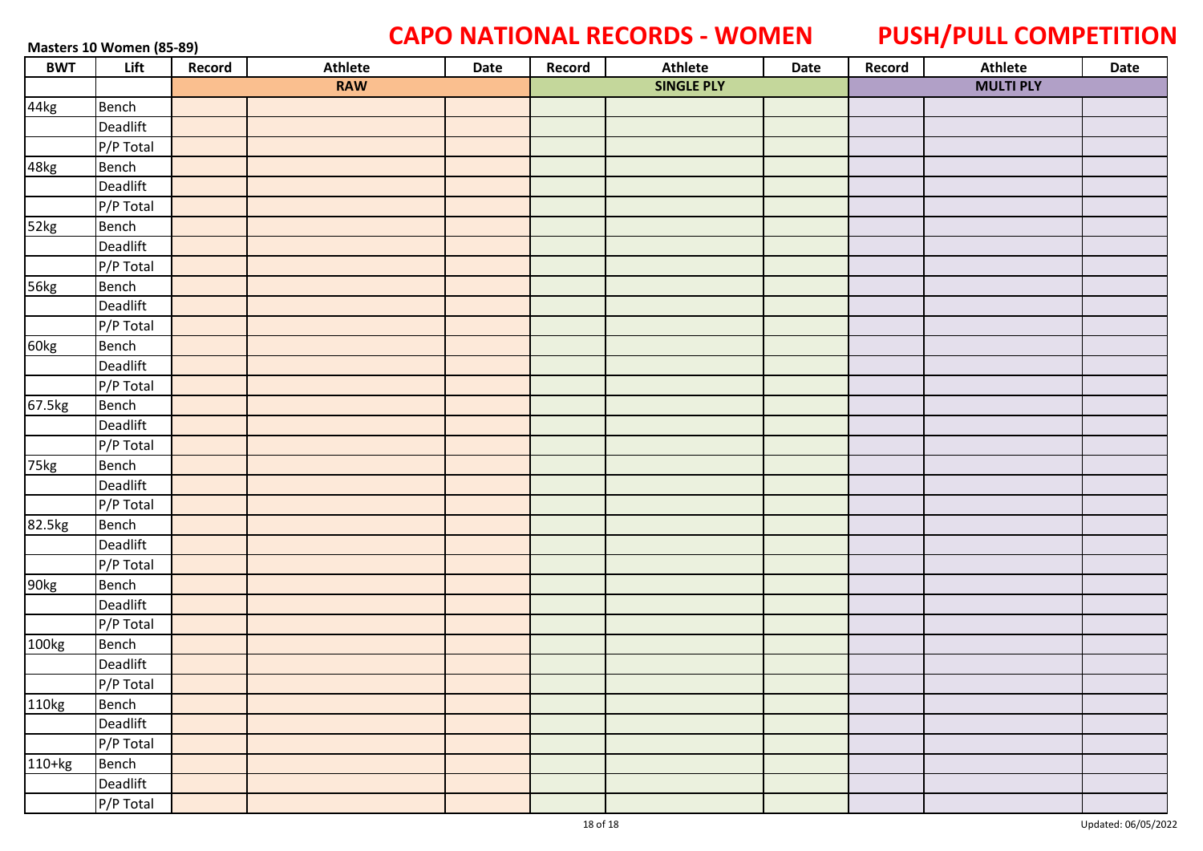# CAPO NATIONAL RECORDS - WOMEN

# PUSH/PULL COMPETITION

**Masters 10 Women (85-89)**

| BWT | Lift | Record | Athlete | Date | Record | Athlete | Date | Record | Athlete | Date |
|---|---|---|---|---|---|---|---|---|---|---|
| | | RAW | | | SINGLE PLY | | | MULTI PLY | | |
| 44kg | Bench | | | | | | | | | |
| | Deadlift | | | | | | | | | |
| | P/P Total | | | | | | | | | |
| 48kg | Bench | | | | | | | | | |
| | Deadlift | | | | | | | | | |
| | P/P Total | | | | | | | | | |
| 52kg | Bench | | | | | | | | | |
| | Deadlift | | | | | | | | | |
| | P/P Total | | | | | | | | | |
| 56kg | Bench | | | | | | | | | |
| | Deadlift | | | | | | | | | |
| | P/P Total | | | | | | | | | |
| 60kg | Bench | | | | | | | | | |
| | Deadlift | | | | | | | | | |
| | P/P Total | | | | | | | | | |
| 67.5kg | Bench | | | | | | | | | |
| | Deadlift | | | | | | | | | |
| | P/P Total | | | | | | | | | |
| 75kg | Bench | | | | | | | | | |
| | Deadlift | | | | | | | | | |
| | P/P Total | | | | | | | | | |
| 82.5kg | Bench | | | | | | | | | |
| | Deadlift | | | | | | | | | |
| | P/P Total | | | | | | | | | |
| 90kg | Bench | | | | | | | | | |
| | Deadlift | | | | | | | | | |
| | P/P Total | | | | | | | | | |
| 100kg | Bench | | | | | | | | | |
| | Deadlift | | | | | | | | | |
| | P/P Total | | | | | | | | | |
| 110kg | Bench | | | | | | | | | |
| | Deadlift | | | | | | | | | |
| | P/P Total | | | | | | | | | |
| 110+kg | Bench | | | | | | | | | |
| | Deadlift | | | | | | | | | |
| | P/P Total | | | | | | | | | |

Updated: 06/05/2022